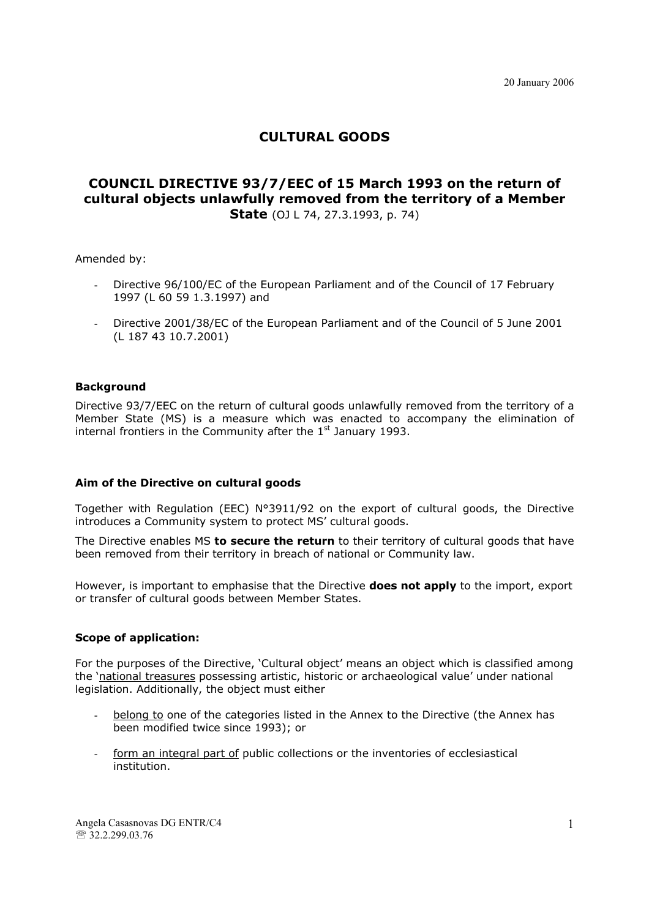20 January 2006

# CULTURAL GOODS

## COUNCIL DIRECTIVE 93/7/EEC of 15 March 1993 on the return of cultural objects unlawfully removed from the territory of a Member State (OJ L 74, 27.3.1993, p. 74)

Amended by:

- Directive 96/100/EC of the European Parliament and of the Council of 17 February 1997 (L 60 59 1.3.1997) and
- Directive 2001/38/EC of the European Parliament and of the Council of 5 June 2001 (L 187 43 10.7.2001)

### Background

Directive 93/7/EEC on the return of cultural goods unlawfully removed from the territory of a Member State (MS) is a measure which was enacted to accompany the elimination of internal frontiers in the Community after the 1st January 1993.

### Aim of the Directive on cultural goods

Together with Regulation (EEC) N°3911/92 on the export of cultural goods, the Directive introduces a Community system to protect MS' cultural goods.

The Directive enables MS **to secure the return** to their territory of cultural goods that have been removed from their territory in breach of national or Community law.

However, is important to emphasise that the Directive **does not apply** to the import, export or transfer of cultural goods between Member States.

### Scope of application:

For the purposes of the Directive, 'Cultural object' means an object which is classified among the 'national treasures possessing artistic, historic or archaeological value' under national legislation. Additionally, the object must either

- belong to one of the categories listed in the Annex to the Directive (the Annex has been modified twice since 1993); or
- form an integral part of public collections or the inventories of ecclesiastical institution.

Angela Casasnovas DG ENTR/C4
☏ 32.2.299.03.76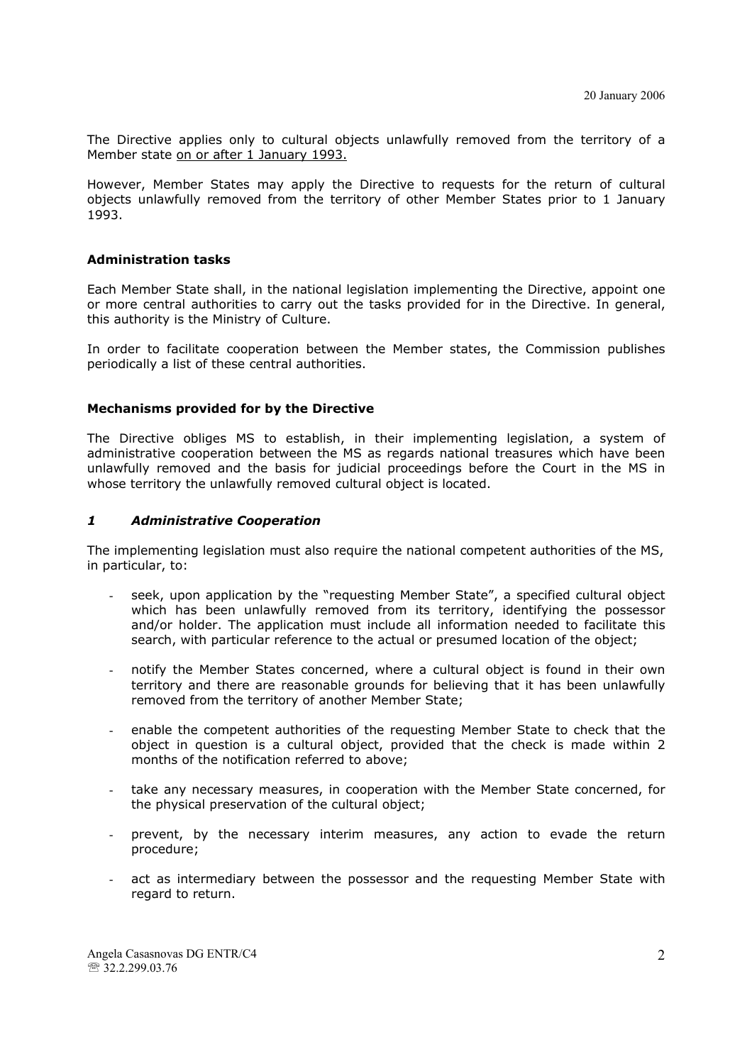The Directive applies only to cultural objects unlawfully removed from the territory of a Member state on or after 1 January 1993.

However, Member States may apply the Directive to requests for the return of cultural objects unlawfully removed from the territory of other Member States prior to 1 January 1993.

**Administration tasks**

Each Member State shall, in the national legislation implementing the Directive, appoint one or more central authorities to carry out the tasks provided for in the Directive. In general, this authority is the Ministry of Culture.

In order to facilitate cooperation between the Member states, the Commission publishes periodically a list of these central authorities.

**Mechanisms provided for by the Directive**

The Directive obliges MS to establish, in their implementing legislation, a system of administrative cooperation between the MS as regards national treasures which have been unlawfully removed and the basis for judicial proceedings before the Court in the MS in whose territory the unlawfully removed cultural object is located.

***1 Administrative Cooperation***

The implementing legislation must also require the national competent authorities of the MS, in particular, to:

- seek, upon application by the "requesting Member State", a specified cultural object which has been unlawfully removed from its territory, identifying the possessor and/or holder. The application must include all information needed to facilitate this search, with particular reference to the actual or presumed location of the object;
- notify the Member States concerned, where a cultural object is found in their own territory and there are reasonable grounds for believing that it has been unlawfully removed from the territory of another Member State;
- enable the competent authorities of the requesting Member State to check that the object in question is a cultural object, provided that the check is made within 2 months of the notification referred to above;
- take any necessary measures, in cooperation with the Member State concerned, for the physical preservation of the cultural object;
- prevent, by the necessary interim measures, any action to evade the return procedure;
- act as intermediary between the possessor and the requesting Member State with regard to return.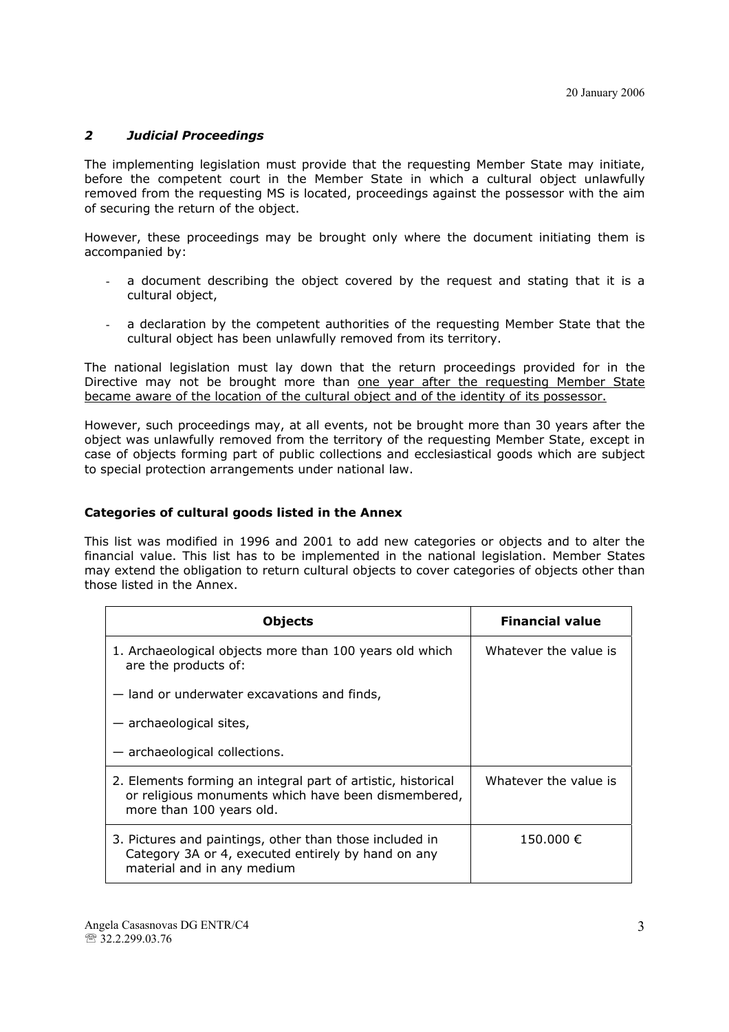## *2 Judicial Proceedings*

The implementing legislation must provide that the requesting Member State may initiate, before the competent court in the Member State in which a cultural object unlawfully removed from the requesting MS is located, proceedings against the possessor with the aim of securing the return of the object.

However, these proceedings may be brought only where the document initiating them is accompanied by:

- a document describing the object covered by the request and stating that it is a cultural object,
- a declaration by the competent authorities of the requesting Member State that the cultural object has been unlawfully removed from its territory.

The national legislation must lay down that the return proceedings provided for in the Directive may not be brought more than <u>one year after the requesting Member State became aware of the location of the cultural object and of the identity of its possessor.</u>

However, such proceedings may, at all events, not be brought more than 30 years after the object was unlawfully removed from the territory of the requesting Member State, except in case of objects forming part of public collections and ecclesiastical goods which are subject to special protection arrangements under national law.

### Categories of cultural goods listed in the Annex

This list was modified in 1996 and 2001 to add new categories or objects and to alter the financial value. This list has to be implemented in the national legislation. Member States may extend the obligation to return cultural objects to cover categories of objects other than those listed in the Annex.

| Objects | Financial value |
|---|---|
| 1. Archaeological objects more than 100 years old which are the products of:<br>— land or underwater excavations and finds,<br>— archaeological sites,<br>— archaeological collections. | Whatever the value is |
| 2. Elements forming an integral part of artistic, historical or religious monuments which have been dismembered, more than 100 years old. | Whatever the value is |
| 3. Pictures and paintings, other than those included in Category 3A or 4, executed entirely by hand on any material and in any medium | 150.000 € |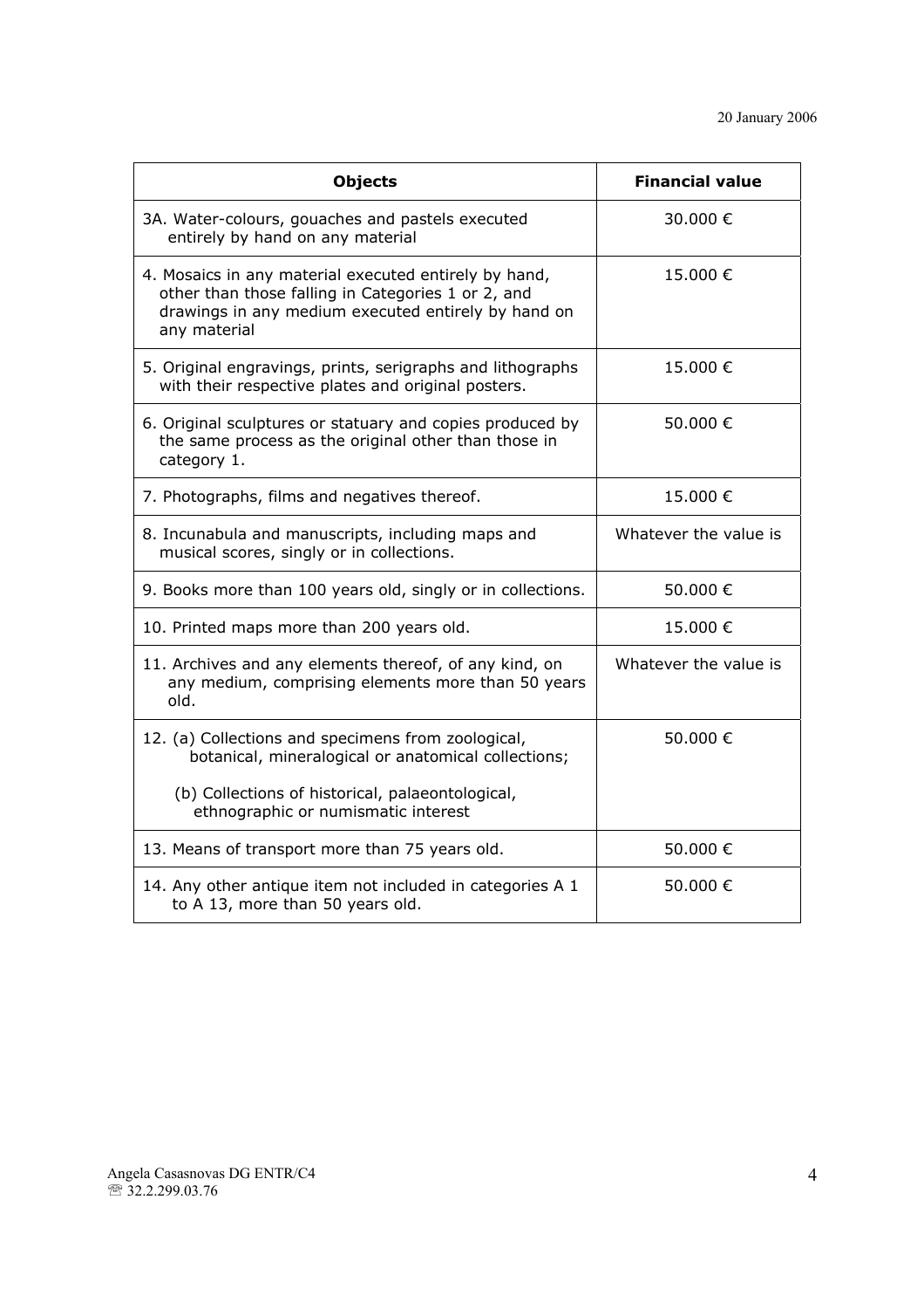| Objects | Financial value |
| --- | --- |
| 3A. Water-colours, gouaches and pastels executed entirely by hand on any material | 30.000 € |
| 4. Mosaics in any material executed entirely by hand, other than those falling in Categories 1 or 2, and drawings in any medium executed entirely by hand on any material | 15.000 € |
| 5. Original engravings, prints, serigraphs and lithographs with their respective plates and original posters. | 15.000 € |
| 6. Original sculptures or statuary and copies produced by the same process as the original other than those in category 1. | 50.000 € |
| 7. Photographs, films and negatives thereof. | 15.000 € |
| 8. Incunabula and manuscripts, including maps and musical scores, singly or in collections. | Whatever the value is |
| 9. Books more than 100 years old, singly or in collections. | 50.000 € |
| 10. Printed maps more than 200 years old. | 15.000 € |
| 11. Archives and any elements thereof, of any kind, on any medium, comprising elements more than 50 years old. | Whatever the value is |
| 12. (a) Collections and specimens from zoological, botanical, mineralogical or anatomical collections; (b) Collections of historical, palaeontological, ethnographic or numismatic interest | 50.000 € |
| 13. Means of transport more than 75 years old. | 50.000 € |
| 14. Any other antique item not included in categories A 1 to A 13, more than 50 years old. | 50.000 € |

Angela Casasnovas DG ENTR/C4
☏ 32.2.299.03.76